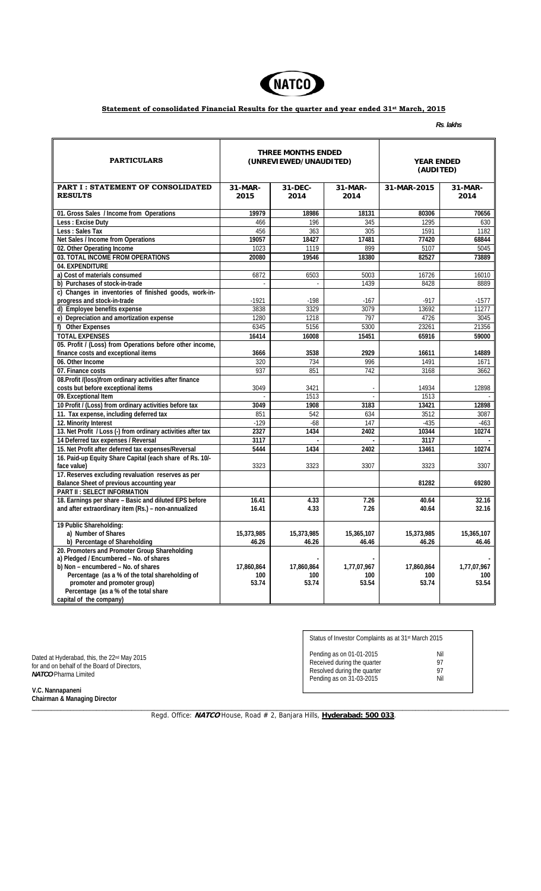NATCO

## Statement of consolidated Financial Results for the quarter and year ended 31[st] March, 2015

*Rs. lakhs*

| PARTICULARS | THREE MONTHS ENDED (UNREVIEWED/UNAUDITED) | | | YEAR ENDED (AUDITED) | |
|---|---|---|---|---|---|
| **PART I : STATEMENT OF CONSOLIDATED RESULTS** | **31-MAR-2015** | **31-DEC-2014** | **31-MAR-2014** | **31-MAR-2015** | **31-MAR-2014** |
| 01. Gross Sales / Income from Operations | 19979 | 18986 | 18131 | 80306 | 70656 |
| Less : Excise Duty | 466 | 196 | 345 | 1295 | 630 |
| Less : Sales Tax | 456 | 363 | 305 | 1591 | 1182 |
| Net Sales / Income from Operations | 19057 | 18427 | 17481 | 77420 | 68844 |
| 02. Other Operating Income | 1023 | 1119 | 899 | 5107 | 5045 |
| 03. TOTAL INCOME FROM OPERATIONS | 20080 | 19546 | 18380 | 82527 | 73889 |
| 04. EXPENDITURE | | | | | |
| a) Cost of materials consumed | 6872 | 6503 | 5003 | 16726 | 16010 |
| b) Purchases of stock-in-trade | - | - | 1439 | 8428 | 8889 |
| c) Changes in inventories of finished goods, work-in-progress and stock-in-trade | -1921 | -198 | -167 | -917 | -1577 |
| d) Employee benefits expense | 3838 | 3329 | 3079 | 13692 | 11277 |
| e) Depreciation and amortization expense | 1280 | 1218 | 797 | 4726 | 3045 |
| f) Other Expenses | 6345 | 5156 | 5300 | 23261 | 21356 |
| TOTAL EXPENSES | 16414 | 16008 | 15451 | 65916 | 59000 |
| 05. Profit / (Loss) from Operations before other income, finance costs and exceptional items | 3666 | 3538 | 2929 | 16611 | 14889 |
| 06. Other Income | 320 | 734 | 996 | 1491 | 1671 |
| 07. Finance costs | 937 | 851 | 742 | 3168 | 3662 |
| 08.Profit /(loss)from ordinary activities after finance costs but before exceptional items | 3049 | 3421 | - | 14934 | 12898 |
| 09. Exceptional Item | - | 1513 | - | 1513 | - |
| 10 Profit / (Loss) from ordinary activities before tax | 3049 | 1908 | 3183 | 13421 | 12898 |
| 11. Tax expense, including deferred tax | 851 | 542 | 634 | 3512 | 3087 |
| 12. Minority Interest | -129 | -68 | 147 | -435 | -463 |
| 13. Net Profit / Loss (-) from ordinary activities after tax | 2327 | 1434 | 2402 | 10344 | 10274 |
| 14 Deferred tax expenses / Reversal | 3117 | - | - | 3117 | - |
| 15. Net Profit after deferred tax expenses/Reversal | 5444 | 1434 | 2402 | 13461 | 10274 |
| 16. Paid-up Equity Share Capital (each share of Rs. 10/- face value) | 3323 | 3323 | 3307 | 3323 | 3307 |
| 17. Reserves excluding revaluation reserves as per Balance Sheet of previous accounting year | | | | 81282 | 69280 |
| PART II : SELECT INFORMATION | | | | | |
| 18. Earnings per share – Basic and diluted EPS before and after extraordinary item (Rs.) – non-annualized | 16.41<br>16.41 | 4.33<br>4.33 | 7.26<br>7.26 | 40.64<br>40.64 | 32.16<br>32.16 |
| 19 Public Shareholding: | | | | | |
| a) Number of Shares | 15,373,985 | 15,373,985 | 15,365,107 | 15,373,985 | 15,365,107 |
| b) Percentage of Shareholding | 46.26 | 46.26 | 46.46 | 46.26 | 46.46 |
| 20. Promoters and Promoter Group Shareholding | | | | | |
| a) Pledged / Encumbered – No. of shares | - | - | - | - | - |
| b) Non – encumbered – No. of shares | 17,860,864 | 17,860,864 | 1,77,07,967 | 17,860,864 | 1,77,07,967 |
| Percentage (as a % of the total shareholding of promoter and promoter group) | 100 | 100 | 100 | 100 | 100 |
| Percentage (as a % of the total share capital of the company) | 53.74 | 53.74 | 53.54 | 53.74 | 53.54 |

| Status of Investor Complaints as at 31[st] March 2015 | |
|---|---|
| Pending as on 01-01-2015 | Nil |
| Received during the quarter | 97 |
| Resolved during the quarter | 97 |
| Pending as on 31-03-2015 | Nil |

Dated at Hyderabad, this, the 22[nd] May 2015
for and on behalf of the Board of Directors,
***NATCO*** Pharma Limited

**V.C. Nannapaneni**
**Chairman & Managing Director**

Regd. Office: ***NATCO*** House, Road # 2, Banjara Hills, **Hyderabad: 500 033**.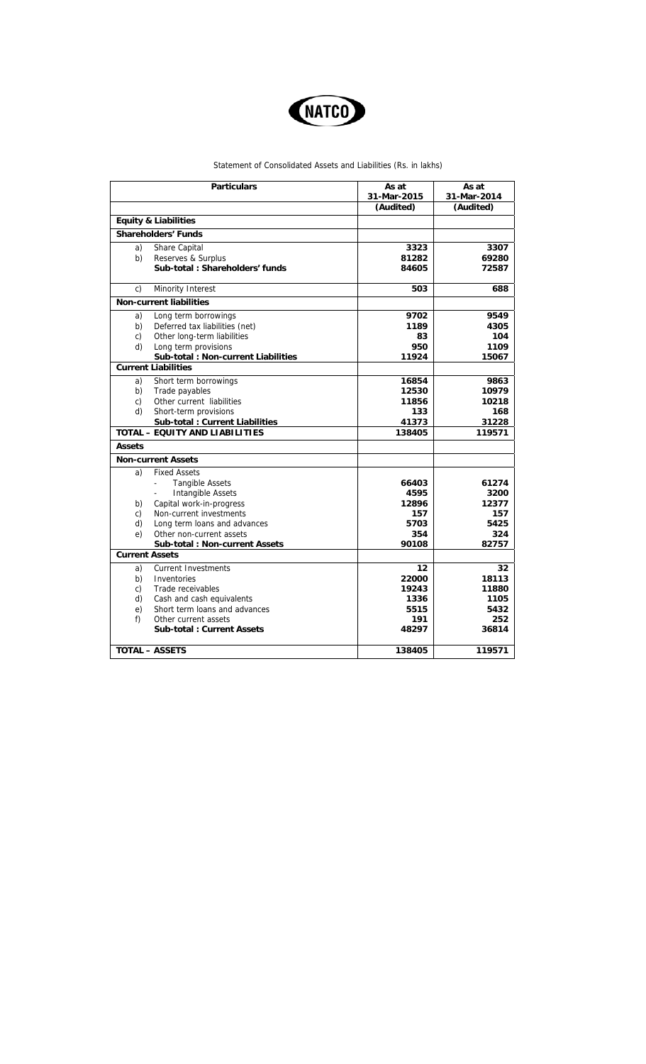NATCO

Statement of Consolidated Assets and Liabilities (Rs. in lakhs)

| Particulars | As at 31-Mar-2015 | As at 31-Mar-2014 |
|---|---|---|
| | (Audited) | (Audited) |
| **Equity & Liabilities** | | |
| **Shareholders' Funds** | | |
| a) Share Capital | 3323 | 3307 |
| b) Reserves & Surplus | 81282 | 69280 |
| **Sub-total : Shareholders' funds** | **84605** | **72587** |
| c) Minority Interest | 503 | 688 |
| **Non-current liabilities** | | |
| a) Long term borrowings | 9702 | 9549 |
| b) Deferred tax liabilities (net) | 1189 | 4305 |
| c) Other long-term liabilities | 83 | 104 |
| d) Long term provisions | 950 | 1109 |
| **Sub-total : Non-current Liabilities** | **11924** | **15067** |
| **Current Liabilities** | | |
| a) Short term borrowings | 16854 | 9863 |
| b) Trade payables | 12530 | 10979 |
| c) Other current liabilities | 11856 | 10218 |
| d) Short-term provisions | 133 | 168 |
| **Sub-total : Current Liabilities** | **41373** | **31228** |
| **TOTAL – EQUITY AND LIABILITIES** | **138405** | **119571** |
| **Assets** | | |
| **Non-current Assets** | | |
| a) Fixed Assets | | |
| - Tangible Assets | 66403 | 61274 |
| - Intangible Assets | 4595 | 3200 |
| b) Capital work-in-progress | 12896 | 12377 |
| c) Non-current investments | 157 | 157 |
| d) Long term loans and advances | 5703 | 5425 |
| e) Other non-current assets | 354 | 324 |
| **Sub-total : Non-current Assets** | **90108** | **82757** |
| **Current Assets** | | |
| a) Current Investments | 12 | 32 |
| b) Inventories | 22000 | 18113 |
| c) Trade receivables | 19243 | 11880 |
| d) Cash and cash equivalents | 1336 | 1105 |
| e) Short term loans and advances | 5515 | 5432 |
| f) Other current assets | 191 | 252 |
| **Sub-total : Current Assets** | **48297** | **36814** |
| **TOTAL – ASSETS** | **138405** | **119571** |